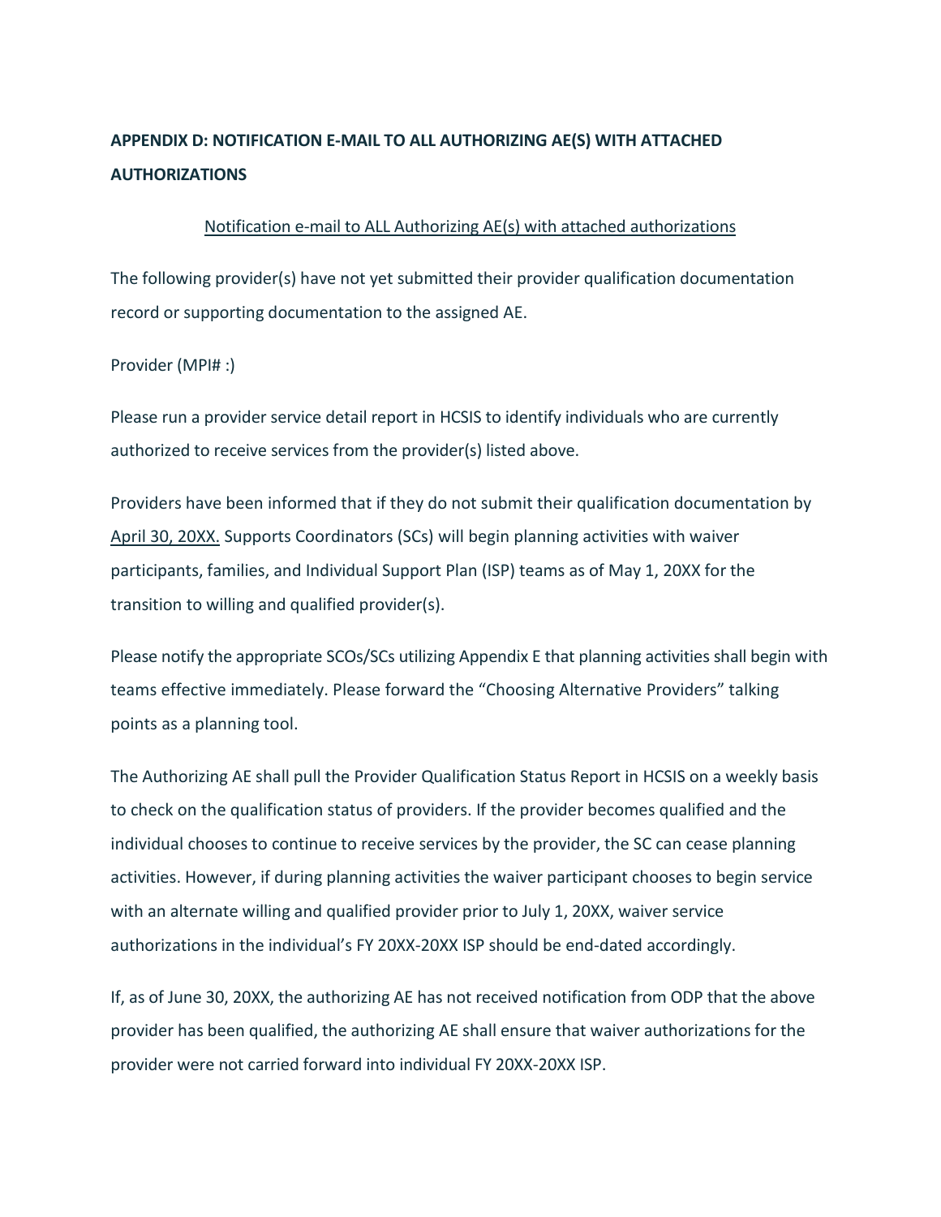# APPENDIX D: NOTIFICATION E-MAIL TO ALL AUTHORIZING AE(S) WITH ATTACHED AUTHORIZATIONS

<u>Notification e-mail to ALL Authorizing AE(s) with attached authorizations</u>

The following provider(s) have not yet submitted their provider qualification documentation record or supporting documentation to the assigned AE.

Provider (MPI# :)

Please run a provider service detail report in HCSIS to identify individuals who are currently authorized to receive services from the provider(s) listed above.

Providers have been informed that if they do not submit their qualification documentation by <u>April 30, 20XX.</u> Supports Coordinators (SCs) will begin planning activities with waiver participants, families, and Individual Support Plan (ISP) teams as of May 1, 20XX for the transition to willing and qualified provider(s).

Please notify the appropriate SCOs/SCs utilizing Appendix E that planning activities shall begin with teams effective immediately. Please forward the "Choosing Alternative Providers" talking points as a planning tool.

The Authorizing AE shall pull the Provider Qualification Status Report in HCSIS on a weekly basis to check on the qualification status of providers. If the provider becomes qualified and the individual chooses to continue to receive services by the provider, the SC can cease planning activities. However, if during planning activities the waiver participant chooses to begin service with an alternate willing and qualified provider prior to July 1, 20XX, waiver service authorizations in the individual's FY 20XX-20XX ISP should be end-dated accordingly.

If, as of June 30, 20XX, the authorizing AE has not received notification from ODP that the above provider has been qualified, the authorizing AE shall ensure that waiver authorizations for the provider were not carried forward into individual FY 20XX-20XX ISP.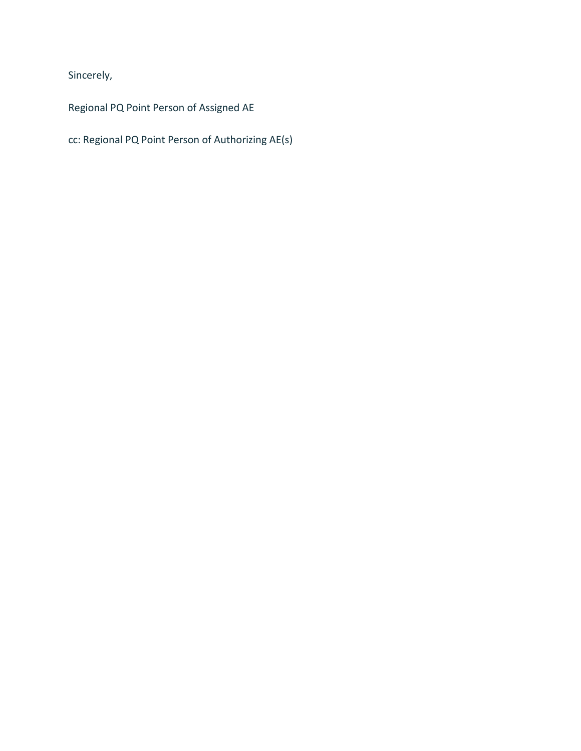Sincerely,

Regional PQ Point Person of Assigned AE

cc: Regional PQ Point Person of Authorizing AE(s)